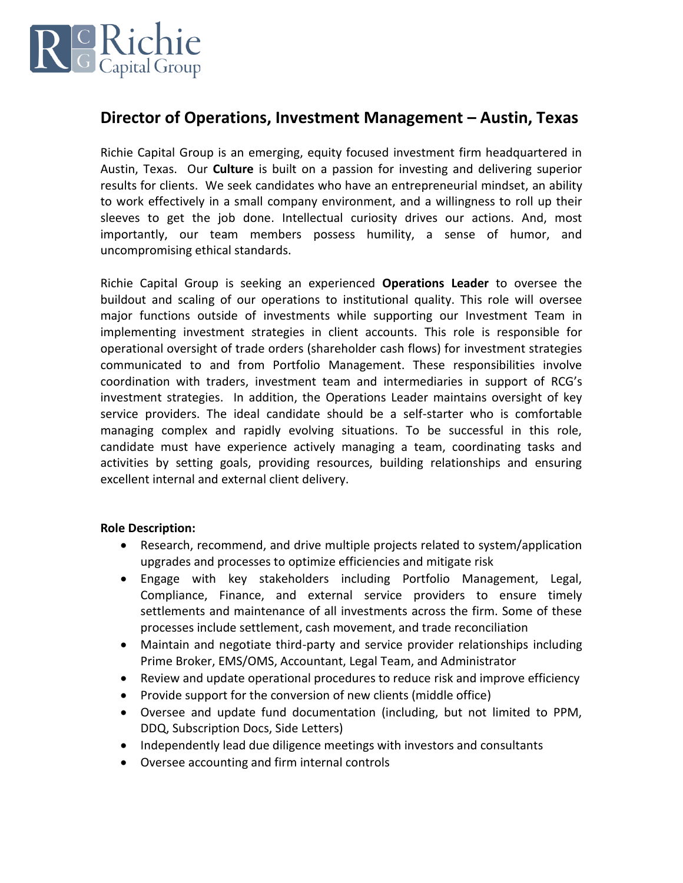# Director of Operations, Investment Management – Austin, Texas

Richie Capital Group is an emerging, equity focused investment firm headquartered in Austin, Texas. Our **Culture** is built on a passion for investing and delivering superior results for clients. We seek candidates who have an entrepreneurial mindset, an ability to work effectively in a small company environment, and a willingness to roll up their sleeves to get the job done. Intellectual curiosity drives our actions. And, most importantly, our team members possess humility, a sense of humor, and uncompromising ethical standards.

Richie Capital Group is seeking an experienced **Operations Leader** to oversee the buildout and scaling of our operations to institutional quality. This role will oversee major functions outside of investments while supporting our Investment Team in implementing investment strategies in client accounts. This role is responsible for operational oversight of trade orders (shareholder cash flows) for investment strategies communicated to and from Portfolio Management. These responsibilities involve coordination with traders, investment team and intermediaries in support of RCG's investment strategies. In addition, the Operations Leader maintains oversight of key service providers. The ideal candidate should be a self-starter who is comfortable managing complex and rapidly evolving situations. To be successful in this role, candidate must have experience actively managing a team, coordinating tasks and activities by setting goals, providing resources, building relationships and ensuring excellent internal and external client delivery.

**Role Description:**

- Research, recommend, and drive multiple projects related to system/application upgrades and processes to optimize efficiencies and mitigate risk
- Engage with key stakeholders including Portfolio Management, Legal, Compliance, Finance, and external service providers to ensure timely settlements and maintenance of all investments across the firm. Some of these processes include settlement, cash movement, and trade reconciliation
- Maintain and negotiate third-party and service provider relationships including Prime Broker, EMS/OMS, Accountant, Legal Team, and Administrator
- Review and update operational procedures to reduce risk and improve efficiency
- Provide support for the conversion of new clients (middle office)
- Oversee and update fund documentation (including, but not limited to, PPM, DDQ, Subscription Docs, Side Letters)
- Independently lead due diligence meetings with investors and consultants
- Oversee accounting and firm internal controls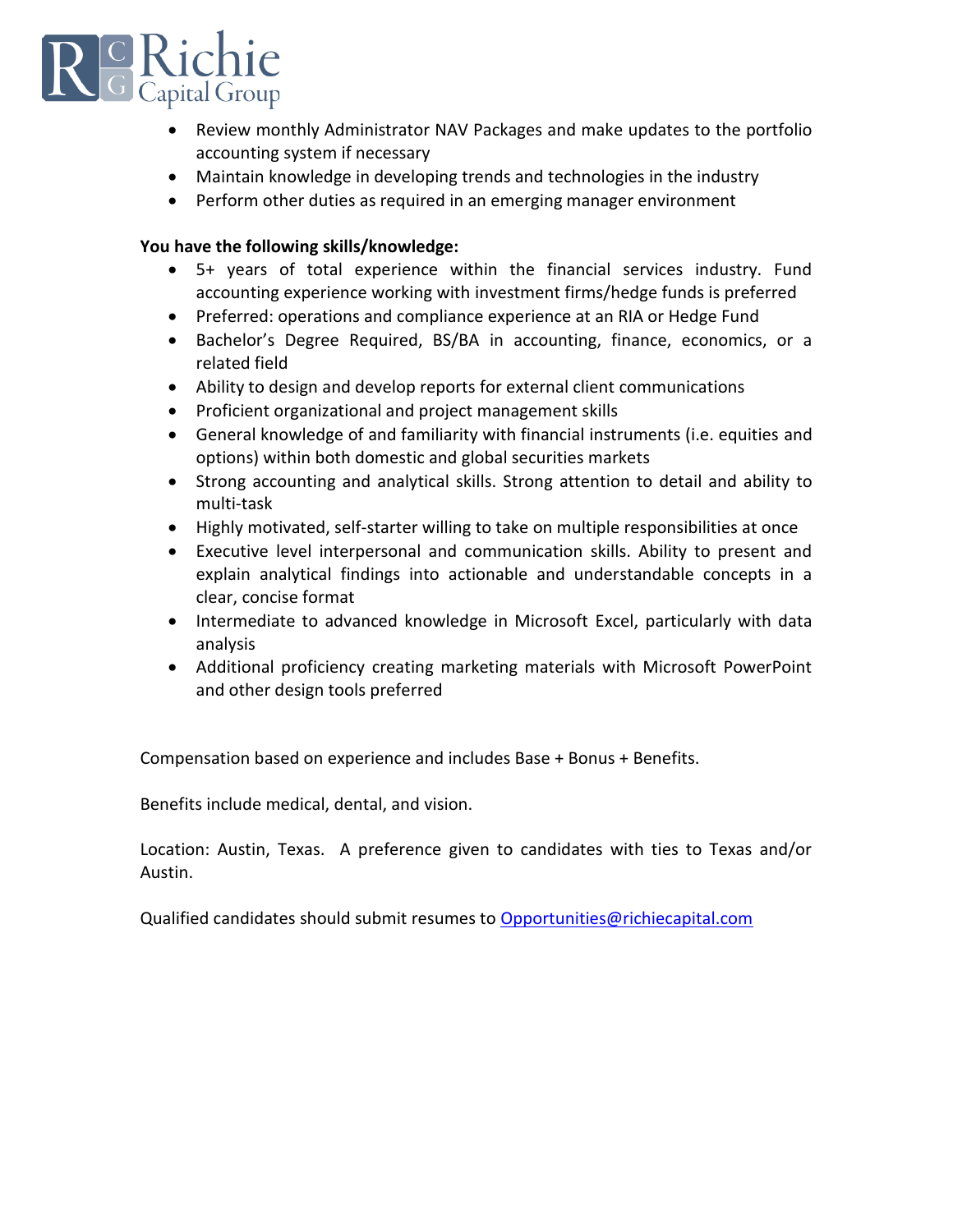- Review monthly Administrator NAV Packages and make updates to the portfolio accounting system if necessary
- Maintain knowledge in developing trends and technologies in the industry
- Perform other duties as required in an emerging manager environment

**You have the following skills/knowledge:**

- 5+ years of total experience within the financial services industry. Fund accounting experience working with investment firms/hedge funds is preferred
- Preferred: operations and compliance experience at an RIA or Hedge Fund
- Bachelor's Degree Required, BS/BA in accounting, finance, economics, or a related field
- Ability to design and develop reports for external client communications
- Proficient organizational and project management skills
- General knowledge of and familiarity with financial instruments (i.e. equities and options) within both domestic and global securities markets
- Strong accounting and analytical skills. Strong attention to detail and ability to multi-task
- Highly motivated, self-starter willing to take on multiple responsibilities at once
- Executive level interpersonal and communication skills. Ability to present and explain analytical findings into actionable and understandable concepts in a clear, concise format
- Intermediate to advanced knowledge in Microsoft Excel, particularly with data analysis
- Additional proficiency creating marketing materials with Microsoft PowerPoint and other design tools preferred

Compensation based on experience and includes Base + Bonus + Benefits.

Benefits include medical, dental, and vision.

Location: Austin, Texas. A preference given to candidates with ties to Texas and/or Austin.

Qualified candidates should submit resumes to Opportunities@richiecapital.com